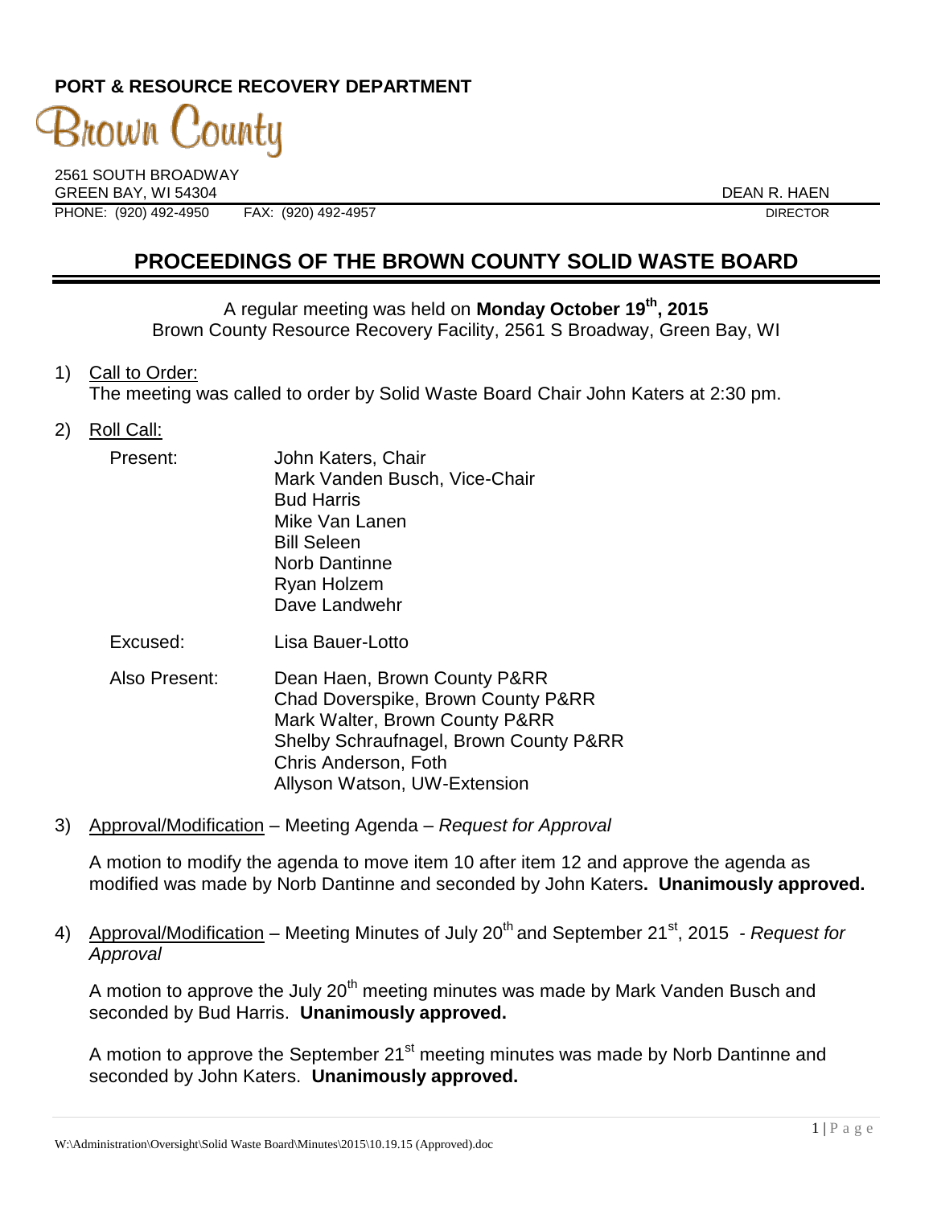**PORT & RESOURCE RECOVERY DEPARTMENT**

Brown County

2561 SOUTH BROADWAY
GREEN BAY, WI 54304
PHONE: (920) 492-4950 FAX: (920) 492-4957

DEAN R. HAEN
DIRECTOR

# PROCEEDINGS OF THE BROWN COUNTY SOLID WASTE BOARD

A regular meeting was held on **Monday October 19th, 2015**
Brown County Resource Recovery Facility, 2561 S Broadway, Green Bay, WI

1) Call to Order:
The meeting was called to order by Solid Waste Board Chair John Katers at 2:30 pm.

2) Roll Call:

Present:
John Katers, Chair
Mark Vanden Busch, Vice-Chair
Bud Harris
Mike Van Lanen
Bill Seleen
Norb Dantinne
Ryan Holzem
Dave Landwehr

Excused:
Lisa Bauer-Lotto

Also Present:
Dean Haen, Brown County P&RR
Chad Doverspike, Brown County P&RR
Mark Walter, Brown County P&RR
Shelby Schraufnagel, Brown County P&RR
Chris Anderson, Foth
Allyson Watson, UW-Extension

3) Approval/Modification – Meeting Agenda – *Request for Approval*

A motion to modify the agenda to move item 10 after item 12 and approve the agenda as modified was made by Norb Dantinne and seconded by John Katers**. Unanimously approved.**

4) Approval/Modification – Meeting Minutes of July 20th and September 21st, 2015 - *Request for Approval*

A motion to approve the July 20th meeting minutes was made by Mark Vanden Busch and seconded by Bud Harris. **Unanimously approved.**

A motion to approve the September 21st meeting minutes was made by Norb Dantinne and seconded by John Katers. **Unanimously approved.**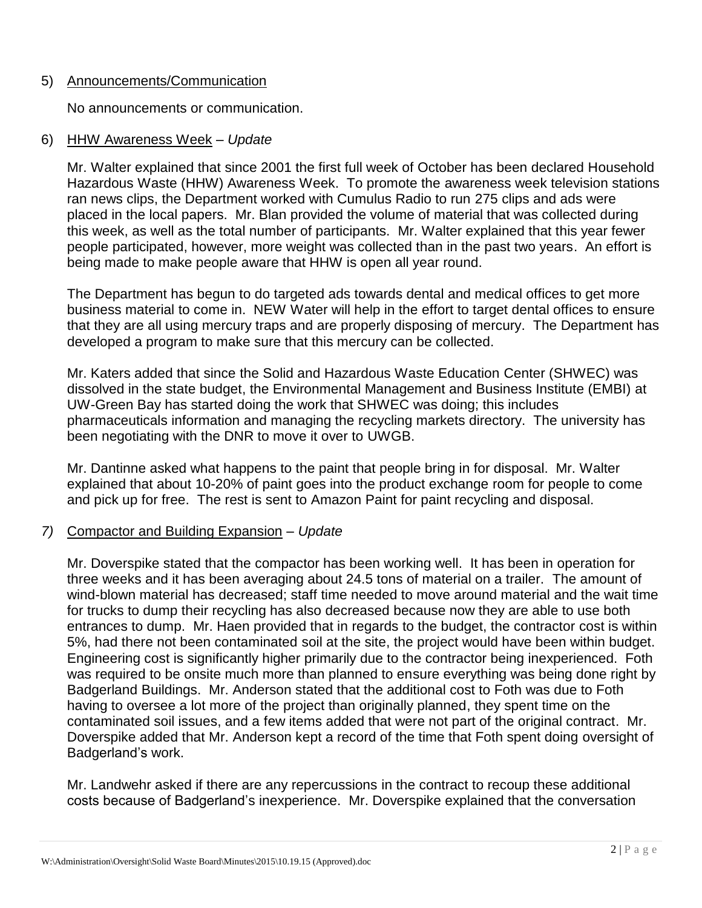5) Announcements/Communication

No announcements or communication.

6) HHW Awareness Week – *Update*

Mr. Walter explained that since 2001 the first full week of October has been declared Household Hazardous Waste (HHW) Awareness Week. To promote the awareness week television stations ran news clips, the Department worked with Cumulus Radio to run 275 clips and ads were placed in the local papers. Mr. Blan provided the volume of material that was collected during this week, as well as the total number of participants. Mr. Walter explained that this year fewer people participated, however, more weight was collected than in the past two years. An effort is being made to make people aware that HHW is open all year round.

The Department has begun to do targeted ads towards dental and medical offices to get more business material to come in. NEW Water will help in the effort to target dental offices to ensure that they are all using mercury traps and are properly disposing of mercury. The Department has developed a program to make sure that this mercury can be collected.

Mr. Katers added that since the Solid and Hazardous Waste Education Center (SHWEC) was dissolved in the state budget, the Environmental Management and Business Institute (EMBI) at UW-Green Bay has started doing the work that SHWEC was doing; this includes pharmaceuticals information and managing the recycling markets directory. The university has been negotiating with the DNR to move it over to UWGB.

Mr. Dantinne asked what happens to the paint that people bring in for disposal. Mr. Walter explained that about 10-20% of paint goes into the product exchange room for people to come and pick up for free. The rest is sent to Amazon Paint for paint recycling and disposal.

*7)* Compactor and Building Expansion – *Update*

Mr. Doverspike stated that the compactor has been working well. It has been in operation for three weeks and it has been averaging about 24.5 tons of material on a trailer. The amount of wind-blown material has decreased; staff time needed to move around material and the wait time for trucks to dump their recycling has also decreased because now they are able to use both entrances to dump. Mr. Haen provided that in regards to the budget, the contractor cost is within 5%, had there not been contaminated soil at the site, the project would have been within budget. Engineering cost is significantly higher primarily due to the contractor being inexperienced. Foth was required to be onsite much more than planned to ensure everything was being done right by Badgerland Buildings. Mr. Anderson stated that the additional cost to Foth was due to Foth having to oversee a lot more of the project than originally planned, they spent time on the contaminated soil issues, and a few items added that were not part of the original contract. Mr. Doverspike added that Mr. Anderson kept a record of the time that Foth spent doing oversight of Badgerland's work.

Mr. Landwehr asked if there are any repercussions in the contract to recoup these additional costs because of Badgerland's inexperience. Mr. Doverspike explained that the conversation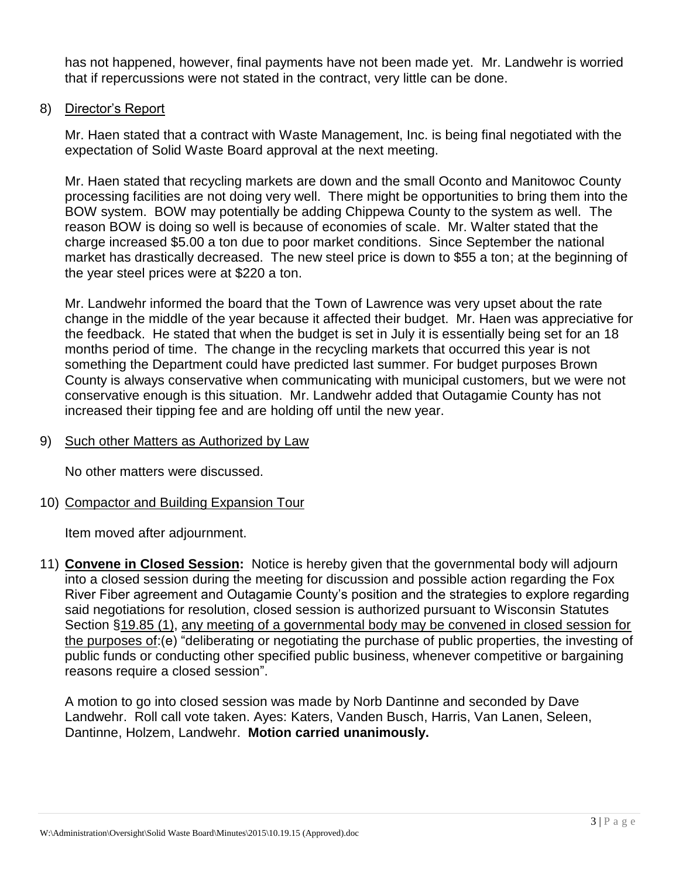has not happened, however, final payments have not been made yet. Mr. Landwehr is worried that if repercussions were not stated in the contract, very little can be done.

8) Director's Report

   Mr. Haen stated that a contract with Waste Management, Inc. is being final negotiated with the expectation of Solid Waste Board approval at the next meeting.

   Mr. Haen stated that recycling markets are down and the small Oconto and Manitowoc County processing facilities are not doing very well. There might be opportunities to bring them into the BOW system. BOW may potentially be adding Chippewa County to the system as well. The reason BOW is doing so well is because of economies of scale. Mr. Walter stated that the charge increased $5.00 a ton due to poor market conditions. Since September the national market has drastically decreased. The new steel price is down to $55 a ton; at the beginning of the year steel prices were at $220 a ton.

   Mr. Landwehr informed the board that the Town of Lawrence was very upset about the rate change in the middle of the year because it affected their budget. Mr. Haen was appreciative for the feedback. He stated that when the budget is set in July it is essentially being set for an 18 months period of time. The change in the recycling markets that occurred this year is not something the Department could have predicted last summer. For budget purposes Brown County is always conservative when communicating with municipal customers, but we were not conservative enough is this situation. Mr. Landwehr added that Outagamie County has not increased their tipping fee and are holding off until the new year.

9) Such other Matters as Authorized by Law

   No other matters were discussed.

10) Compactor and Building Expansion Tour

    Item moved after adjournment.

11) **Convene in Closed Session:** Notice is hereby given that the governmental body will adjourn into a closed session during the meeting for discussion and possible action regarding the Fox River Fiber agreement and Outagamie County's position and the strategies to explore regarding said negotiations for resolution, closed session is authorized pursuant to Wisconsin Statutes Section §19.85 (1), any meeting of a governmental body may be convened in closed session for the purposes of:(e) "deliberating or negotiating the purchase of public properties, the investing of public funds or conducting other specified public business, whenever competitive or bargaining reasons require a closed session".

    A motion to go into closed session was made by Norb Dantinne and seconded by Dave Landwehr. Roll call vote taken. Ayes: Katers, Vanden Busch, Harris, Van Lanen, Seleen, Dantinne, Holzem, Landwehr. **Motion carried unanimously.**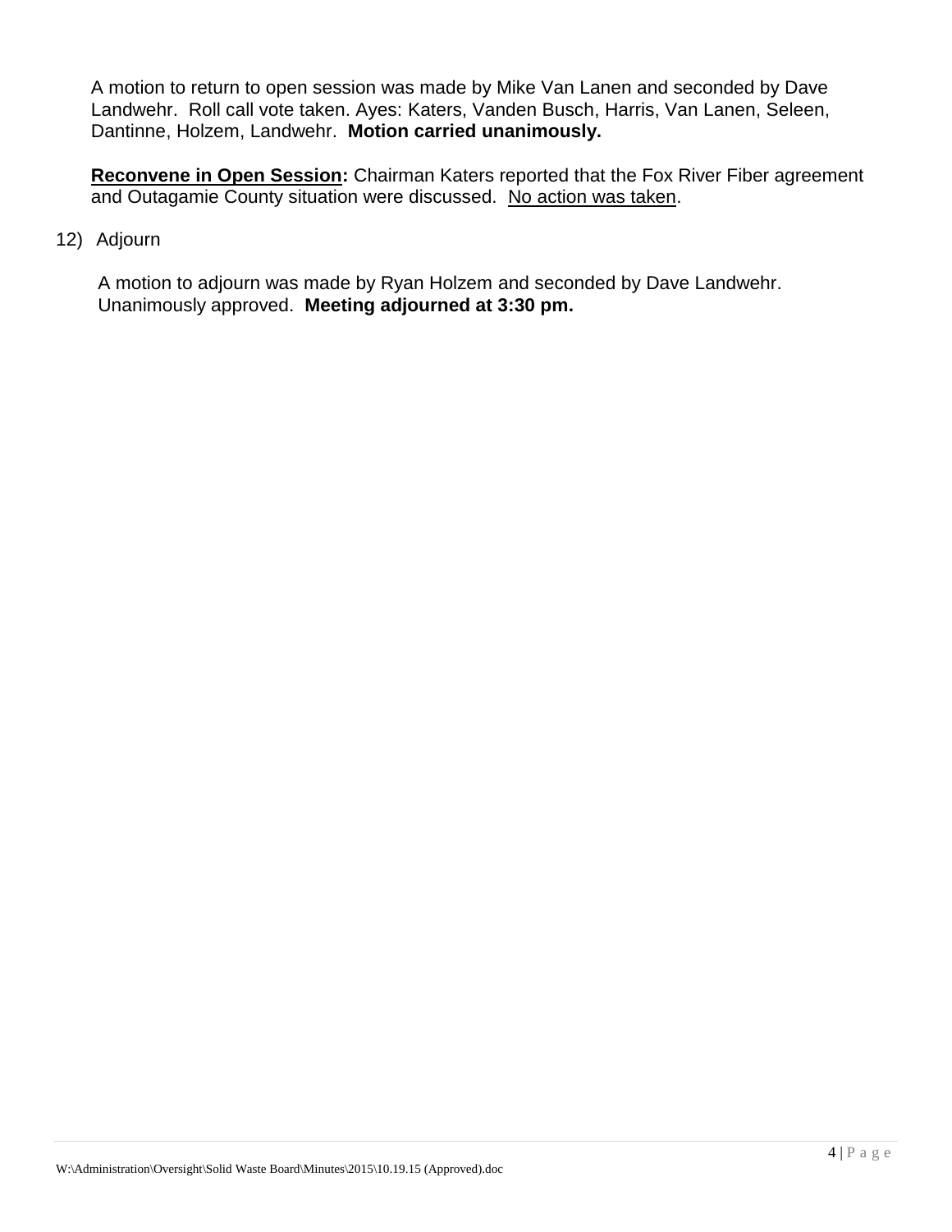A motion to return to open session was made by Mike Van Lanen and seconded by Dave Landwehr. Roll call vote taken. Ayes: Katers, Vanden Busch, Harris, Van Lanen, Seleen, Dantinne, Holzem, Landwehr. **Motion carried unanimously.**

**Reconvene in Open Session:** Chairman Katers reported that the Fox River Fiber agreement and Outagamie County situation were discussed. No action was taken.

12) Adjourn

A motion to adjourn was made by Ryan Holzem and seconded by Dave Landwehr. Unanimously approved. **Meeting adjourned at 3:30 pm.**

W:\Administration\Oversight\Solid Waste Board\Minutes\2015\10.19.15 (Approved).doc